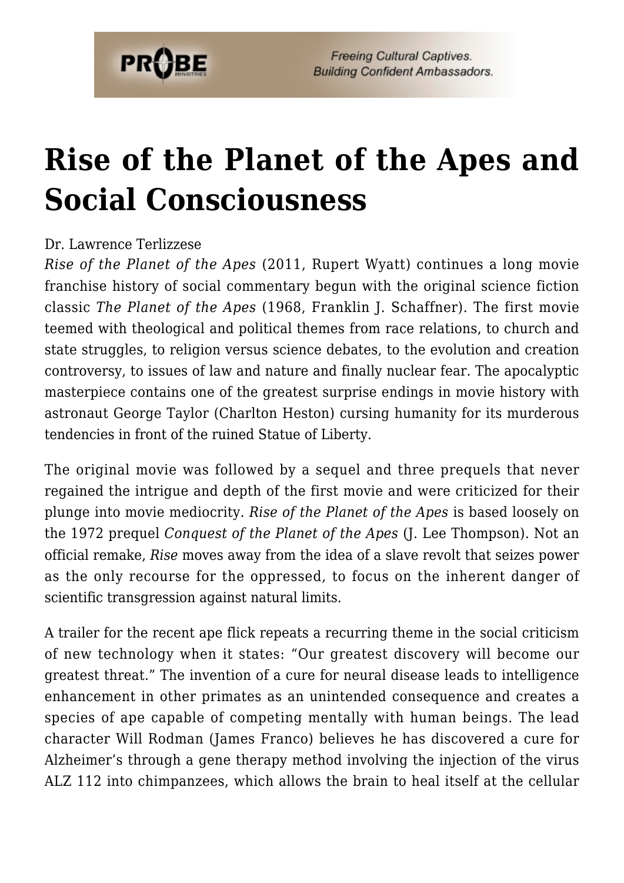# Rise of the Planet of the Apes and Social Consciousness

Dr. Lawrence Terlizzese

*Rise of the Planet of the Apes* (2011, Rupert Wyatt) continues a long movie franchise history of social commentary begun with the original science fiction classic *The Planet of the Apes* (1968, Franklin J. Schaffner). The first movie teemed with theological and political themes from race relations, to church and state struggles, to religion versus science debates, to the evolution and creation controversy, to issues of law and nature and finally nuclear fear. The apocalyptic masterpiece contains one of the greatest surprise endings in movie history with astronaut George Taylor (Charlton Heston) cursing humanity for its murderous tendencies in front of the ruined Statue of Liberty.

The original movie was followed by a sequel and three prequels that never regained the intrigue and depth of the first movie and were criticized for their plunge into movie mediocrity. *Rise of the Planet of the Apes* is based loosely on the 1972 prequel *Conquest of the Planet of the Apes* (J. Lee Thompson). Not an official remake, *Rise* moves away from the idea of a slave revolt that seizes power as the only recourse for the oppressed, to focus on the inherent danger of scientific transgression against natural limits.

A trailer for the recent ape flick repeats a recurring theme in the social criticism of new technology when it states: "Our greatest discovery will become our greatest threat." The invention of a cure for neural disease leads to intelligence enhancement in other primates as an unintended consequence and creates a species of ape capable of competing mentally with human beings. The lead character Will Rodman (James Franco) believes he has discovered a cure for Alzheimer's through a gene therapy method involving the injection of the virus ALZ 112 into chimpanzees, which allows the brain to heal itself at the cellular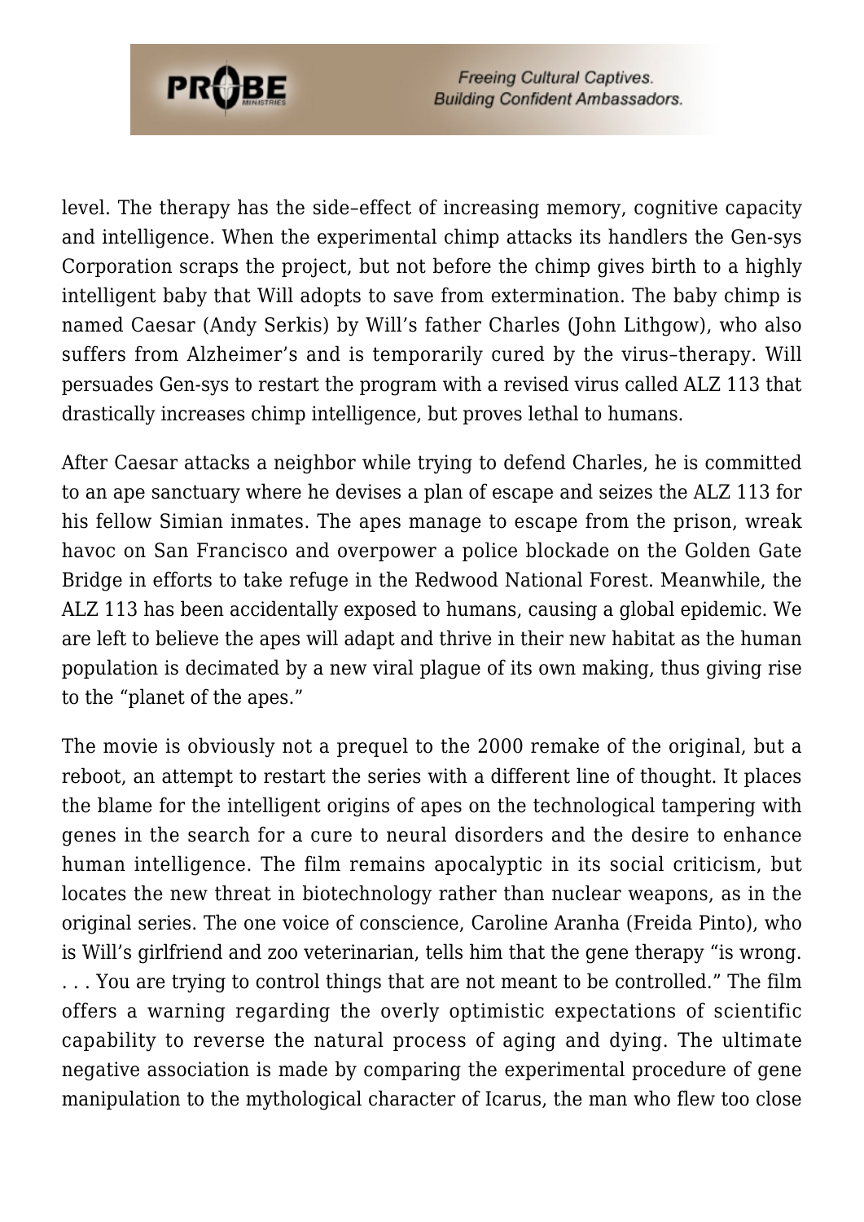level. The therapy has the side–effect of increasing memory, cognitive capacity and intelligence. When the experimental chimp attacks its handlers the Gen-sys Corporation scraps the project, but not before the chimp gives birth to a highly intelligent baby that Will adopts to save from extermination. The baby chimp is named Caesar (Andy Serkis) by Will's father Charles (John Lithgow), who also suffers from Alzheimer's and is temporarily cured by the virus–therapy. Will persuades Gen-sys to restart the program with a revised virus called ALZ 113 that drastically increases chimp intelligence, but proves lethal to humans.

After Caesar attacks a neighbor while trying to defend Charles, he is committed to an ape sanctuary where he devises a plan of escape and seizes the ALZ 113 for his fellow Simian inmates. The apes manage to escape from the prison, wreak havoc on San Francisco and overpower a police blockade on the Golden Gate Bridge in efforts to take refuge in the Redwood National Forest. Meanwhile, the ALZ 113 has been accidentally exposed to humans, causing a global epidemic. We are left to believe the apes will adapt and thrive in their new habitat as the human population is decimated by a new viral plague of its own making, thus giving rise to the "planet of the apes."

The movie is obviously not a prequel to the 2000 remake of the original, but a reboot, an attempt to restart the series with a different line of thought. It places the blame for the intelligent origins of apes on the technological tampering with genes in the search for a cure to neural disorders and the desire to enhance human intelligence. The film remains apocalyptic in its social criticism, but locates the new threat in biotechnology rather than nuclear weapons, as in the original series. The one voice of conscience, Caroline Aranha (Freida Pinto), who is Will's girlfriend and zoo veterinarian, tells him that the gene therapy "is wrong. . . . You are trying to control things that are not meant to be controlled." The film offers a warning regarding the overly optimistic expectations of scientific capability to reverse the natural process of aging and dying. The ultimate negative association is made by comparing the experimental procedure of gene manipulation to the mythological character of Icarus, the man who flew too close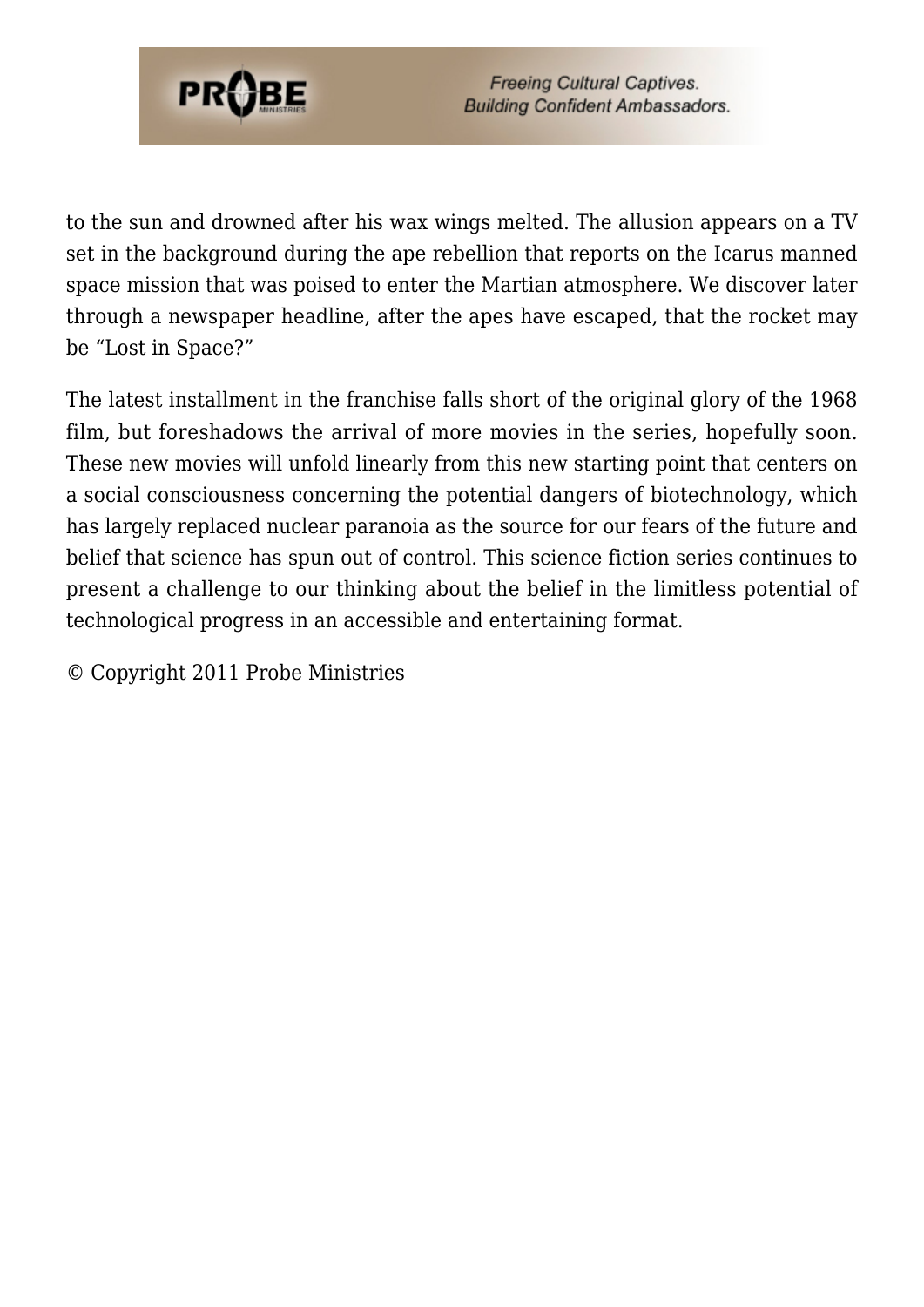to the sun and drowned after his wax wings melted. The allusion appears on a TV set in the background during the ape rebellion that reports on the Icarus manned space mission that was poised to enter the Martian atmosphere. We discover later through a newspaper headline, after the apes have escaped, that the rocket may be “Lost in Space?”

The latest installment in the franchise falls short of the original glory of the 1968 film, but foreshadows the arrival of more movies in the series, hopefully soon. These new movies will unfold linearly from this new starting point that centers on a social consciousness concerning the potential dangers of biotechnology, which has largely replaced nuclear paranoia as the source for our fears of the future and belief that science has spun out of control. This science fiction series continues to present a challenge to our thinking about the belief in the limitless potential of technological progress in an accessible and entertaining format.

© Copyright 2011 Probe Ministries